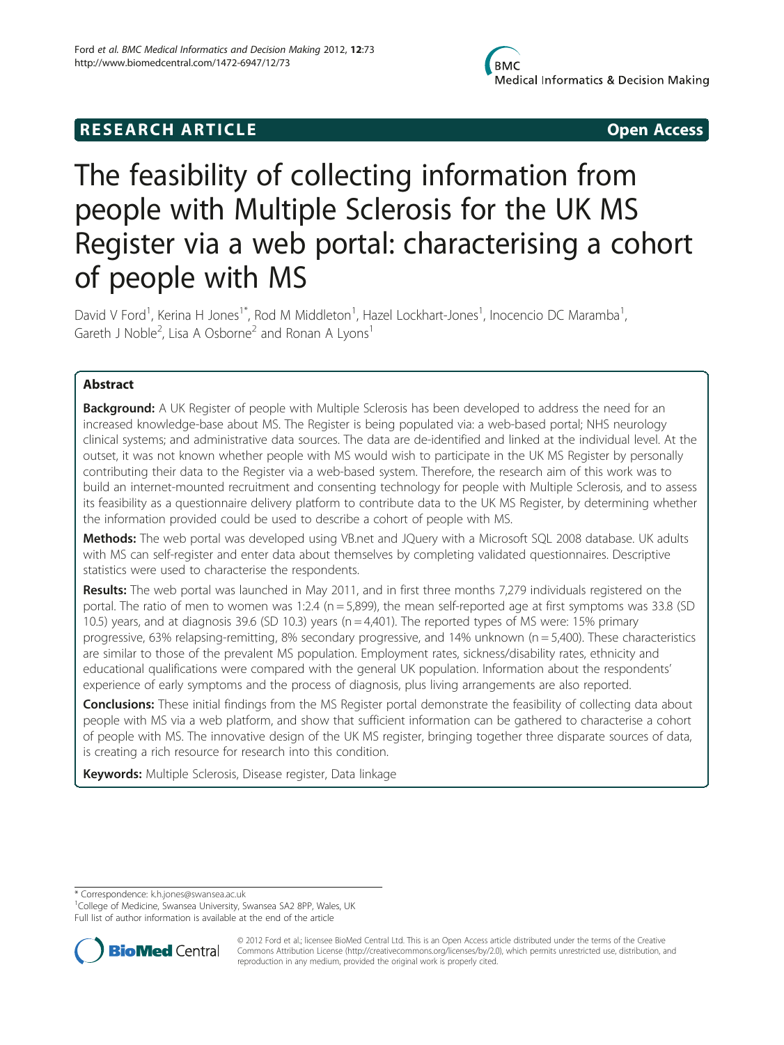RESEARCH ARTICLE Open Access

# The feasibility of collecting information from people with Multiple Sclerosis for the UK MS Register via a web portal: characterising a cohort of people with MS

David V Ford[1], Kerina H Jones[1*], Rod M Middleton[1], Hazel Lockhart-Jones[1], Inocencio DC Maramba[1], Gareth J Noble[2], Lisa A Osborne[2] and Ronan A Lyons[1]

## Abstract

**Background:** A UK Register of people with Multiple Sclerosis has been developed to address the need for an increased knowledge-base about MS. The Register is being populated via: a web-based portal; NHS neurology clinical systems; and administrative data sources. The data are de-identified and linked at the individual level. At the outset, it was not known whether people with MS would wish to participate in the UK MS Register by personally contributing their data to the Register via a web-based system. Therefore, the research aim of this work was to build an internet-mounted recruitment and consenting technology for people with Multiple Sclerosis, and to assess its feasibility as a questionnaire delivery platform to contribute data to the UK MS Register, by determining whether the information provided could be used to describe a cohort of people with MS.

**Methods:** The web portal was developed using VB.net and JQuery with a Microsoft SQL 2008 database. UK adults with MS can self-register and enter data about themselves by completing validated questionnaires. Descriptive statistics were used to characterise the respondents.

**Results:** The web portal was launched in May 2011, and in first three months 7,279 individuals registered on the portal. The ratio of men to women was 1:2.4 (n = 5,899), the mean self-reported age at first symptoms was 33.8 (SD 10.5) years, and at diagnosis 39.6 (SD 10.3) years (n = 4,401). The reported types of MS were: 15% primary progressive, 63% relapsing-remitting, 8% secondary progressive, and 14% unknown (n = 5,400). These characteristics are similar to those of the prevalent MS population. Employment rates, sickness/disability rates, ethnicity and educational qualifications were compared with the general UK population. Information about the respondents' experience of early symptoms and the process of diagnosis, plus living arrangements are also reported.

**Conclusions:** These initial findings from the MS Register portal demonstrate the feasibility of collecting data about people with MS via a web platform, and show that sufficient information can be gathered to characterise a cohort of people with MS. The innovative design of the UK MS register, bringing together three disparate sources of data, is creating a rich resource for research into this condition.

**Keywords:** Multiple Sclerosis, Disease register, Data linkage

---

* Correspondence: k.h.jones@swansea.ac.uk
[1]College of Medicine, Swansea University, Swansea SA2 8PP, Wales, UK
Full list of author information is available at the end of the article

© 2012 Ford et al.; licensee BioMed Central Ltd. This is an Open Access article distributed under the terms of the Creative Commons Attribution License (http://creativecommons.org/licenses/by/2.0), which permits unrestricted use, distribution, and reproduction in any medium, provided the original work is properly cited.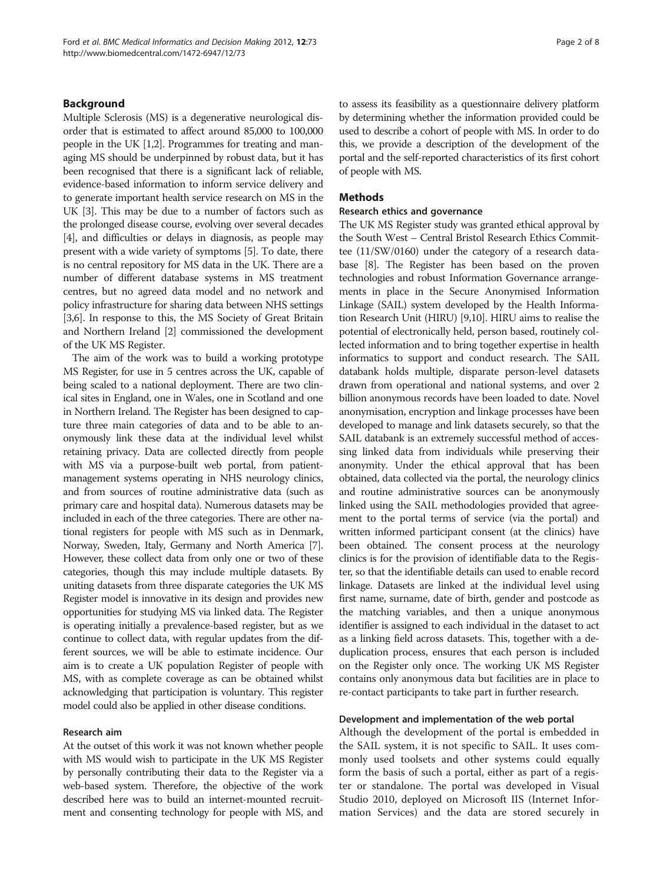## Background

Multiple Sclerosis (MS) is a degenerative neurological disorder that is estimated to affect around 85,000 to 100,000 people in the UK [1,2]. Programmes for treating and managing MS should be underpinned by robust data, but it has been recognised that there is a significant lack of reliable, evidence-based information to inform service delivery and to generate important health service research on MS in the UK [3]. This may be due to a number of factors such as the prolonged disease course, evolving over several decades [4], and difficulties or delays in diagnosis, as people may present with a wide variety of symptoms [5]. To date, there is no central repository for MS data in the UK. There are a number of different database systems in MS treatment centres, but no agreed data model and no network and policy infrastructure for sharing data between NHS settings [3,6]. In response to this, the MS Society of Great Britain and Northern Ireland [2] commissioned the development of the UK MS Register.

The aim of the work was to build a working prototype MS Register, for use in 5 centres across the UK, capable of being scaled to a national deployment. There are two clinical sites in England, one in Wales, one in Scotland and one in Northern Ireland. The Register has been designed to capture three main categories of data and to be able to anonymously link these data at the individual level whilst retaining privacy. Data are collected directly from people with MS via a purpose-built web portal, from patient-management systems operating in NHS neurology clinics, and from sources of routine administrative data (such as primary care and hospital data). Numerous datasets may be included in each of the three categories. There are other national registers for people with MS such as in Denmark, Norway, Sweden, Italy, Germany and North America [7]. However, these collect data from only one or two of these categories, though this may include multiple datasets. By uniting datasets from three disparate categories the UK MS Register model is innovative in its design and provides new opportunities for studying MS via linked data. The Register is operating initially a prevalence-based register, but as we continue to collect data, with regular updates from the different sources, we will be able to estimate incidence. Our aim is to create a UK population Register of people with MS, with as complete coverage as can be obtained whilst acknowledging that participation is voluntary. This register model could also be applied in other disease conditions.

### Research aim

At the outset of this work it was not known whether people with MS would wish to participate in the UK MS Register by personally contributing their data to the Register via a web-based system. Therefore, the objective of the work described here was to build an internet-mounted recruitment and consenting technology for people with MS, and to assess its feasibility as a questionnaire delivery platform by determining whether the information provided could be used to describe a cohort of people with MS. In order to do this, we provide a description of the development of the portal and the self-reported characteristics of its first cohort of people with MS.

## Methods

### Research ethics and governance

The UK MS Register study was granted ethical approval by the South West – Central Bristol Research Ethics Committee (11/SW/0160) under the category of a research database [8]. The Register has been based on the proven technologies and robust Information Governance arrangements in place in the Secure Anonymised Information Linkage (SAIL) system developed by the Health Information Research Unit (HIRU) [9,10]. HIRU aims to realise the potential of electronically held, person based, routinely collected information and to bring together expertise in health informatics to support and conduct research. The SAIL databank holds multiple, disparate person-level datasets drawn from operational and national systems, and over 2 billion anonymous records have been loaded to date. Novel anonymisation, encryption and linkage processes have been developed to manage and link datasets securely, so that the SAIL databank is an extremely successful method of accessing linked data from individuals while preserving their anonymity. Under the ethical approval that has been obtained, data collected via the portal, the neurology clinics and routine administrative sources can be anonymously linked using the SAIL methodologies provided that agreement to the portal terms of service (via the portal) and written informed participant consent (at the clinics) have been obtained. The consent process at the neurology clinics is for the provision of identifiable data to the Register, so that the identifiable details can used to enable record linkage. Datasets are linked at the individual level using first name, surname, date of birth, gender and postcode as the matching variables, and then a unique anonymous identifier is assigned to each individual in the dataset to act as a linking field across datasets. This, together with a de-duplication process, ensures that each person is included on the Register only once. The working UK MS Register contains only anonymous data but facilities are in place to re-contact participants to take part in further research.

### Development and implementation of the web portal

Although the development of the portal is embedded in the SAIL system, it is not specific to SAIL. It uses commonly used toolsets and other systems could equally form the basis of such a portal, either as part of a register or standalone. The portal was developed in Visual Studio 2010, deployed on Microsoft IIS (Internet Information Services) and the data are stored securely in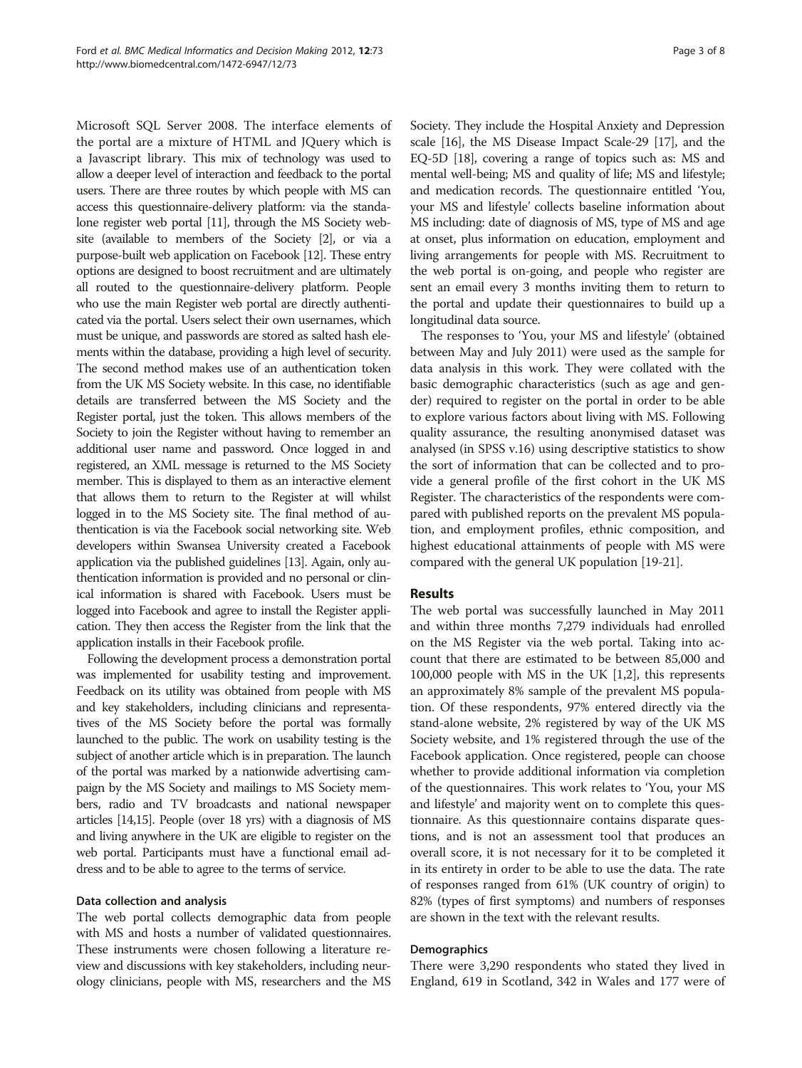Microsoft SQL Server 2008. The interface elements of the portal are a mixture of HTML and JQuery which is a Javascript library. This mix of technology was used to allow a deeper level of interaction and feedback to the portal users. There are three routes by which people with MS can access this questionnaire-delivery platform: via the standalone register web portal [11], through the MS Society website (available to members of the Society [2], or via a purpose-built web application on Facebook [12]. These entry options are designed to boost recruitment and are ultimately all routed to the questionnaire-delivery platform. People who use the main Register web portal are directly authenticated via the portal. Users select their own usernames, which must be unique, and passwords are stored as salted hash elements within the database, providing a high level of security. The second method makes use of an authentication token from the UK MS Society website. In this case, no identifiable details are transferred between the MS Society and the Register portal, just the token. This allows members of the Society to join the Register without having to remember an additional user name and password. Once logged in and registered, an XML message is returned to the MS Society member. This is displayed to them as an interactive element that allows them to return to the Register at will whilst logged in to the MS Society site. The final method of authentication is via the Facebook social networking site. Web developers within Swansea University created a Facebook application via the published guidelines [13]. Again, only authentication information is provided and no personal or clinical information is shared with Facebook. Users must be logged into Facebook and agree to install the Register application. They then access the Register from the link that the application installs in their Facebook profile.

Following the development process a demonstration portal was implemented for usability testing and improvement. Feedback on its utility was obtained from people with MS and key stakeholders, including clinicians and representatives of the MS Society before the portal was formally launched to the public. The work on usability testing is the subject of another article which is in preparation. The launch of the portal was marked by a nationwide advertising campaign by the MS Society and mailings to MS Society members, radio and TV broadcasts and national newspaper articles [14,15]. People (over 18 yrs) with a diagnosis of MS and living anywhere in the UK are eligible to register on the web portal. Participants must have a functional email address and to be able to agree to the terms of service.

### Data collection and analysis

The web portal collects demographic data from people with MS and hosts a number of validated questionnaires. These instruments were chosen following a literature review and discussions with key stakeholders, including neurology clinicians, people with MS, researchers and the MS Society. They include the Hospital Anxiety and Depression scale [16], the MS Disease Impact Scale-29 [17], and the EQ-5D [18], covering a range of topics such as: MS and mental well-being; MS and quality of life; MS and lifestyle; and medication records. The questionnaire entitled 'You, your MS and lifestyle' collects baseline information about MS including: date of diagnosis of MS, type of MS and age at onset, plus information on education, employment and living arrangements for people with MS. Recruitment to the web portal is on-going, and people who register are sent an email every 3 months inviting them to return to the portal and update their questionnaires to build up a longitudinal data source.

The responses to 'You, your MS and lifestyle' (obtained between May and July 2011) were used as the sample for data analysis in this work. They were collated with the basic demographic characteristics (such as age and gender) required to register on the portal in order to be able to explore various factors about living with MS. Following quality assurance, the resulting anonymised dataset was analysed (in SPSS v.16) using descriptive statistics to show the sort of information that can be collected and to provide a general profile of the first cohort in the UK MS Register. The characteristics of the respondents were compared with published reports on the prevalent MS population, and employment profiles, ethnic composition, and highest educational attainments of people with MS were compared with the general UK population [19-21].

## Results

The web portal was successfully launched in May 2011 and within three months 7,279 individuals had enrolled on the MS Register via the web portal. Taking into account that there are estimated to be between 85,000 and 100,000 people with MS in the UK [1,2], this represents an approximately 8% sample of the prevalent MS population. Of these respondents, 97% entered directly via the stand-alone website, 2% registered by way of the UK MS Society website, and 1% registered through the use of the Facebook application. Once registered, people can choose whether to provide additional information via completion of the questionnaires. This work relates to 'You, your MS and lifestyle' and majority went on to complete this questionnaire. As this questionnaire contains disparate questions, and is not an assessment tool that produces an overall score, it is not necessary for it to be completed it in its entirety in order to be able to use the data. The rate of responses ranged from 61% (UK country of origin) to 82% (types of first symptoms) and numbers of responses are shown in the text with the relevant results.

### Demographics

There were 3,290 respondents who stated they lived in England, 619 in Scotland, 342 in Wales and 177 were of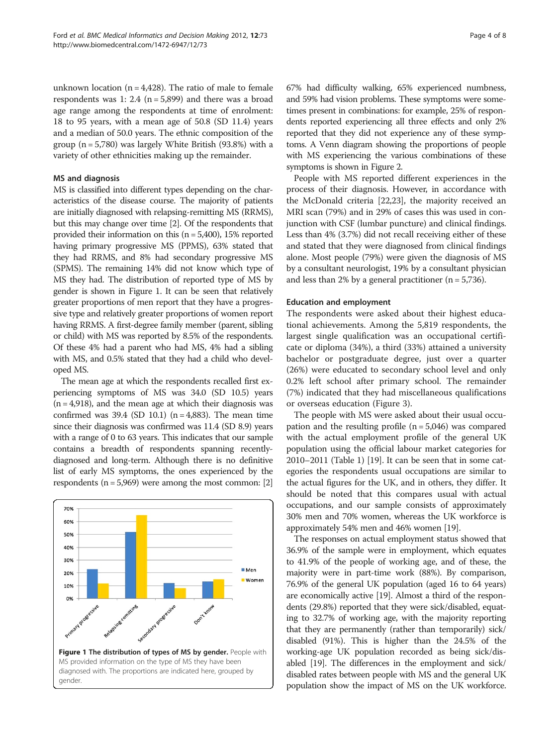unknown location (n = 4,428). The ratio of male to female respondents was 1: 2.4 (n = 5,899) and there was a broad age range among the respondents at time of enrolment: 18 to 95 years, with a mean age of 50.8 (SD 11.4) years and a median of 50.0 years. The ethnic composition of the group (n = 5,780) was largely White British (93.8%) with a variety of other ethnicities making up the remainder.

### MS and diagnosis

MS is classified into different types depending on the characteristics of the disease course. The majority of patients are initially diagnosed with relapsing-remitting MS (RRMS), but this may change over time [2]. Of the respondents that provided their information on this (n = 5,400), 15% reported having primary progressive MS (PPMS), 63% stated that they had RRMS, and 8% had secondary progressive MS (SPMS). The remaining 14% did not know which type of MS they had. The distribution of reported type of MS by gender is shown in Figure 1. It can be seen that relatively greater proportions of men report that they have a progressive type and relatively greater proportions of women report having RRMS. A first-degree family member (parent, sibling or child) with MS was reported by 8.5% of the respondents. Of these 4% had a parent who had MS, 4% had a sibling with MS, and 0.5% stated that they had a child who developed MS.

The mean age at which the respondents recalled first experiencing symptoms of MS was 34.0 (SD 10.5) years (n = 4,918), and the mean age at which their diagnosis was confirmed was 39.4 (SD 10.1) (n = 4,883). The mean time since their diagnosis was confirmed was 11.4 (SD 8.9) years with a range of 0 to 63 years. This indicates that our sample contains a breadth of respondents spanning recently-diagnosed and long-term. Although there is no definitive list of early MS symptoms, the ones experienced by the respondents (n = 5,969) were among the most common: [2] 67% had difficulty walking, 65% experienced numbness, and 59% had vision problems. These symptoms were sometimes present in combinations: for example, 25% of respondents reported experiencing all three effects and only 2% reported that they did not experience any of these symptoms. A Venn diagram showing the proportions of people with MS experiencing the various combinations of these symptoms is shown in Figure 2.

**Figure 1 The distribution of types of MS by gender.** People with MS provided information on the type of MS they have been diagnosed with. The proportions are indicated here, grouped by gender.

People with MS reported different experiences in the process of their diagnosis. However, in accordance with the McDonald criteria [22,23], the majority received an MRI scan (79%) and in 29% of cases this was used in conjunction with CSF (lumbar puncture) and clinical findings. Less than 4% (3.7%) did not recall receiving either of these and stated that they were diagnosed from clinical findings alone. Most people (79%) were given the diagnosis of MS by a consultant neurologist, 19% by a consultant physician and less than 2% by a general practitioner (n = 5,736).

### Education and employment

The respondents were asked about their highest educational achievements. Among the 5,819 respondents, the largest single qualification was an occupational certificate or diploma (34%), a third (33%) attained a university bachelor or postgraduate degree, just over a quarter (26%) were educated to secondary school level and only 0.2% left school after primary school. The remainder (7%) indicated that they had miscellaneous qualifications or overseas education (Figure 3).

The people with MS were asked about their usual occupation and the resulting profile (n = 5,046) was compared with the actual employment profile of the general UK population using the official labour market categories for 2010–2011 (Table 1) [19]. It can be seen that in some categories the respondents usual occupations are similar to the actual figures for the UK, and in others, they differ. It should be noted that this compares usual with actual occupations, and our sample consists of approximately 30% men and 70% women, whereas the UK workforce is approximately 54% men and 46% women [19].

The responses on actual employment status showed that 36.9% of the sample were in employment, which equates to 41.9% of the people of working age, and of these, the majority were in part-time work (88%). By comparison, 76.9% of the general UK population (aged 16 to 64 years) are economically active [19]. Almost a third of the respondents (29.8%) reported that they were sick/disabled, equating to 32.7% of working age, with the majority reporting that they are permanently (rather than temporarily) sick/disabled (91%). This is higher than the 24.5% of the working-age UK population recorded as being sick/disabled [19]. The differences in the employment and sick/disabled rates between people with MS and the general UK population show the impact of MS on the UK workforce.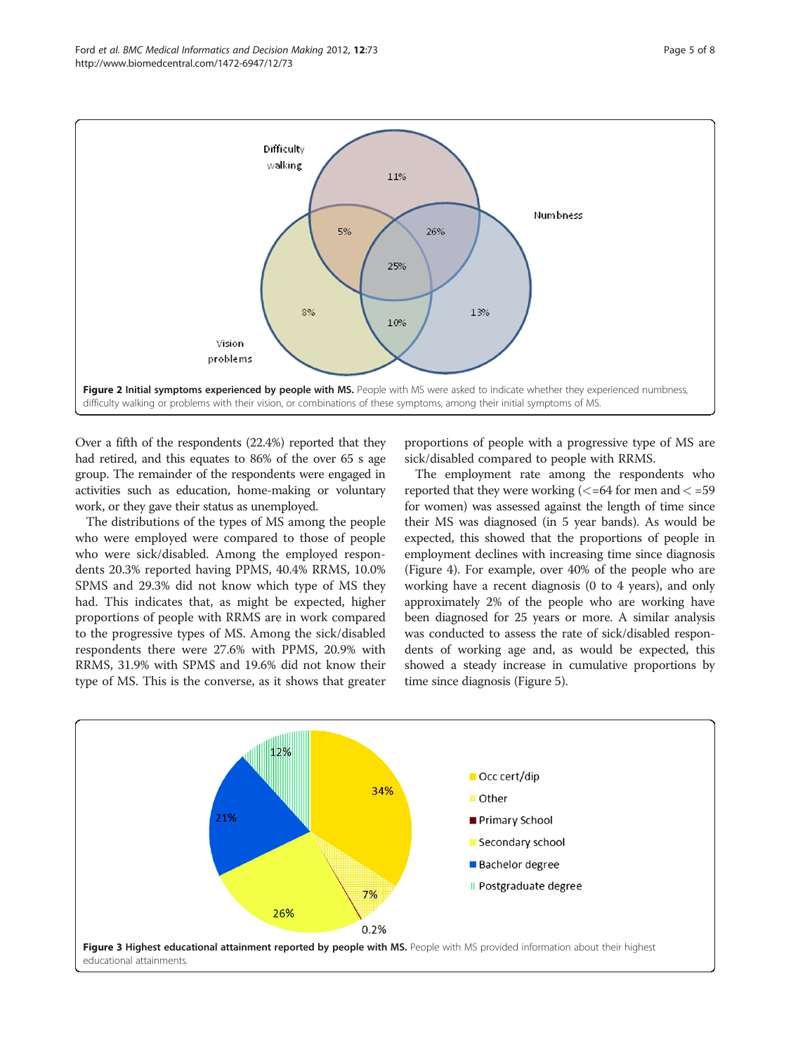Figure 2 Initial symptoms experienced by people with MS. People with MS were asked to indicate whether they experienced numbness, difficulty walking or problems with their vision, or combinations of these symptoms, among their initial symptoms of MS.

Over a fifth of the respondents (22.4%) reported that they had retired, and this equates to 86% of the over 65 s age group. The remainder of the respondents were engaged in activities such as education, home-making or voluntary work, or they gave their status as unemployed.

The distributions of the types of MS among the people who were employed were compared to those of people who were sick/disabled. Among the employed respondents 20.3% reported having PPMS, 40.4% RRMS, 10.0% SPMS and 29.3% did not know which type of MS they had. This indicates that, as might be expected, higher proportions of people with RRMS are in work compared to the progressive types of MS. Among the sick/disabled respondents there were 27.6% with PPMS, 20.9% with RRMS, 31.9% with SPMS and 19.6% did not know their type of MS. This is the converse, as it shows that greater proportions of people with a progressive type of MS are sick/disabled compared to people with RRMS.

The employment rate among the respondents who reported that they were working (<=64 for men and < =59 for women) was assessed against the length of time since their MS was diagnosed (in 5 year bands). As would be expected, this showed that the proportions of people in employment declines with increasing time since diagnosis (Figure 4). For example, over 40% of the people who are working have a recent diagnosis (0 to 4 years), and only approximately 2% of the people who are working have been diagnosed for 25 years or more. A similar analysis was conducted to assess the rate of sick/disabled respondents of working age and, as would be expected, this showed a steady increase in cumulative proportions by time since diagnosis (Figure 5).

Figure 3 Highest educational attainment reported by people with MS. People with MS provided information about their highest educational attainments.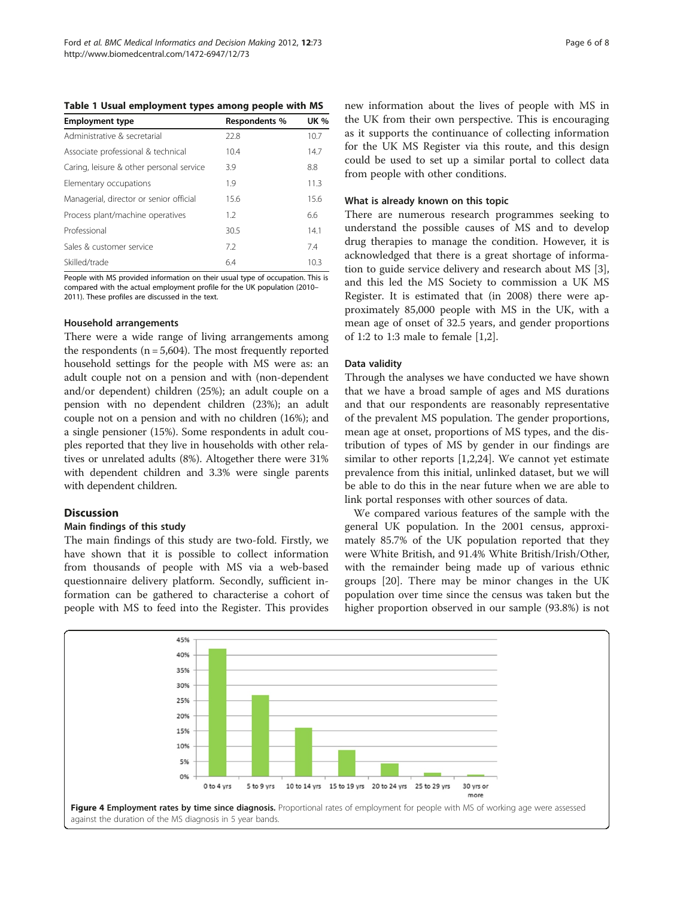**Table 1 Usual employment types among people with MS**

| Employment type | Respondents % | UK % |
| --- | --- | --- |
| Administrative & secretarial | 22.8 | 10.7 |
| Associate professional & technical | 10.4 | 14.7 |
| Caring, leisure & other personal service | 3.9 | 8.8 |
| Elementary occupations | 1.9 | 11.3 |
| Managerial, director or senior official | 15.6 | 15.6 |
| Process plant/machine operatives | 1.2 | 6.6 |
| Professional | 30.5 | 14.1 |
| Sales & customer service | 7.2 | 7.4 |
| Skilled/trade | 6.4 | 10.3 |

People with MS provided information on their usual type of occupation. This is compared with the actual employment profile for the UK population (2010–2011). These profiles are discussed in the text.

### Household arrangements

There were a wide range of living arrangements among the respondents (n = 5,604). The most frequently reported household settings for the people with MS were as: an adult couple not on a pension and with (non-dependent and/or dependent) children (25%); an adult couple on a pension with no dependent children (23%); an adult couple not on a pension and with no children (16%); and a single pensioner (15%). Some respondents in adult couples reported that they live in households with other relatives or unrelated adults (8%). Altogether there were 31% with dependent children and 3.3% were single parents with dependent children.

## Discussion

### Main findings of this study

The main findings of this study are two-fold. Firstly, we have shown that it is possible to collect information from thousands of people with MS via a web-based questionnaire delivery platform. Secondly, sufficient information can be gathered to characterise a cohort of people with MS to feed into the Register. This provides new information about the lives of people with MS in the UK from their own perspective. This is encouraging as it supports the continuance of collecting information for the UK MS Register via this route, and this design could be used to set up a similar portal to collect data from people with other conditions.

### What is already known on this topic

There are numerous research programmes seeking to understand the possible causes of MS and to develop drug therapies to manage the condition. However, it is acknowledged that there is a great shortage of information to guide service delivery and research about MS [3], and this led the MS Society to commission a UK MS Register. It is estimated that (in 2008) there were approximately 85,000 people with MS in the UK, with a mean age of onset of 32.5 years, and gender proportions of 1:2 to 1:3 male to female [1,2].

### Data validity

Through the analyses we have conducted we have shown that we have a broad sample of ages and MS durations and that our respondents are reasonably representative of the prevalent MS population. The gender proportions, mean age at onset, proportions of MS types, and the distribution of types of MS by gender in our findings are similar to other reports [1,2,24]. We cannot yet estimate prevalence from this initial, unlinked dataset, but we will be able to do this in the near future when we are able to link portal responses with other sources of data.

We compared various features of the sample with the general UK population. In the 2001 census, approximately 85.7% of the UK population reported that they were White British, and 91.4% White British/Irish/Other, with the remainder being made up of various ethnic groups [20]. There may be minor changes in the UK population over time since the census was taken but the higher proportion observed in our sample (93.8%) is not

**Figure 4 Employment rates by time since diagnosis.** Proportional rates of employment for people with MS of working age were assessed against the duration of the MS diagnosis in 5 year bands.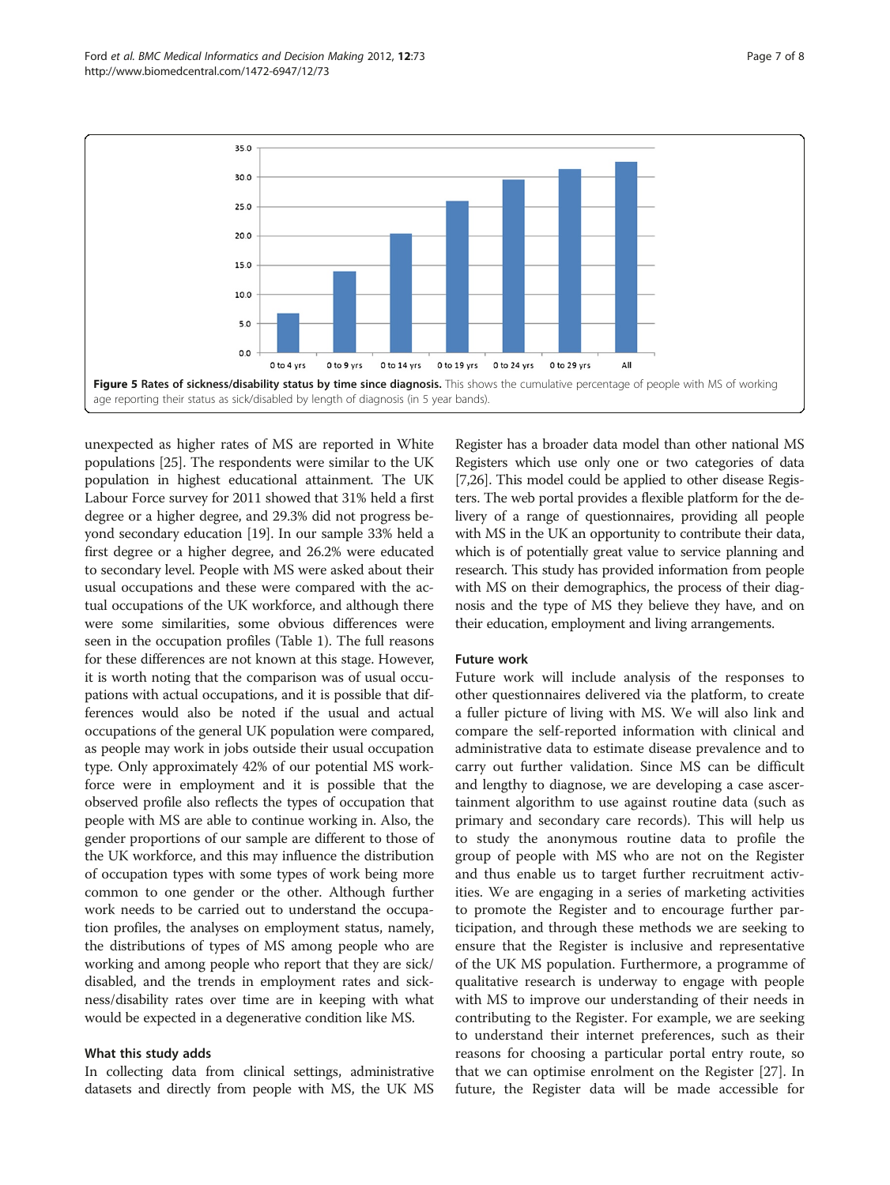35.0
30.0
25.0
20.0
15.0
10.0
5.0
0.0

0 to 4 yrs
0 to 9 yrs
0 to 14 yrs
0 to 19 yrs
0 to 24 yrs
0 to 29 yrs
All

**Figure 5 Rates of sickness/disability status by time since diagnosis.** This shows the cumulative percentage of people with MS of working age reporting their status as sick/disabled by length of diagnosis (in 5 year bands).

unexpected as higher rates of MS are reported in White populations [25]. The respondents were similar to the UK population in highest educational attainment. The UK Labour Force survey for 2011 showed that 31% held a first degree or a higher degree, and 29.3% did not progress beyond secondary education [19]. In our sample 33% held a first degree or a higher degree, and 26.2% were educated to secondary level. People with MS were asked about their usual occupations and these were compared with the actual occupations of the UK workforce, and although there were some similarities, some obvious differences were seen in the occupation profiles (Table 1). The full reasons for these differences are not known at this stage. However, it is worth noting that the comparison was of usual occupations with actual occupations, and it is possible that differences would also be noted if the usual and actual occupations of the general UK population were compared, as people may work in jobs outside their usual occupation type. Only approximately 42% of our potential MS workforce were in employment and it is possible that the observed profile also reflects the types of occupation that people with MS are able to continue working in. Also, the gender proportions of our sample are different to those of the UK workforce, and this may influence the distribution of occupation types with some types of work being more common to one gender or the other. Although further work needs to be carried out to understand the occupation profiles, the analyses on employment status, namely, the distributions of types of MS among people who are working and among people who report that they are sick/disabled, and the trends in employment rates and sickness/disability rates over time are in keeping with what would be expected in a degenerative condition like MS.

### What this study adds

In collecting data from clinical settings, administrative datasets and directly from people with MS, the UK MS Register has a broader data model than other national MS Registers which use only one or two categories of data [7,26]. This model could be applied to other disease Registers. The web portal provides a flexible platform for the delivery of a range of questionnaires, providing all people with MS in the UK an opportunity to contribute their data, which is of potentially great value to service planning and research. This study has provided information from people with MS on their demographics, the process of their diagnosis and the type of MS they believe they have, and on their education, employment and living arrangements.

### Future work

Future work will include analysis of the responses to other questionnaires delivered via the platform, to create a fuller picture of living with MS. We will also link and compare the self-reported information with clinical and administrative data to estimate disease prevalence and to carry out further validation. Since MS can be difficult and lengthy to diagnose, we are developing a case ascertainment algorithm to use against routine data (such as primary and secondary care records). This will help us to study the anonymous routine data to profile the group of people with MS who are not on the Register and thus enable us to target further recruitment activities. We are engaging in a series of marketing activities to promote the Register and to encourage further participation, and through these methods we are seeking to ensure that the Register is inclusive and representative of the UK MS population. Furthermore, a programme of qualitative research is underway to engage with people with MS to improve our understanding of their needs in contributing to the Register. For example, we are seeking to understand their internet preferences, such as their reasons for choosing a particular portal entry route, so that we can optimise enrolment on the Register [27]. In future, the Register data will be made accessible for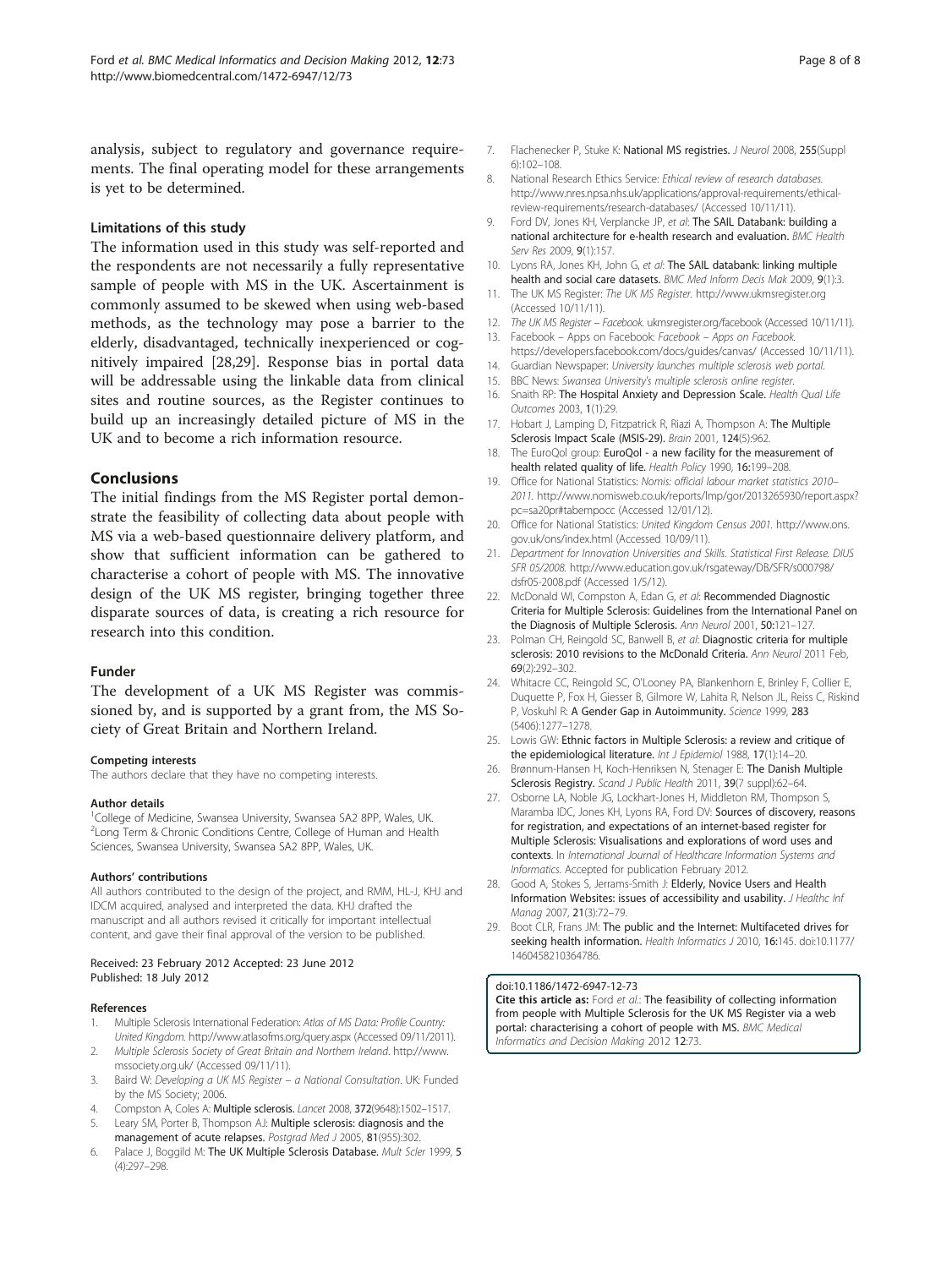analysis, subject to regulatory and governance requirements. The final operating model for these arrangements is yet to be determined.

### Limitations of this study

The information used in this study was self-reported and the respondents are not necessarily a fully representative sample of people with MS in the UK. Ascertainment is commonly assumed to be skewed when using web-based methods, as the technology may pose a barrier to the elderly, disadvantaged, technically inexperienced or cognitively impaired [28,29]. Response bias in portal data will be addressable using the linkable data from clinical sites and routine sources, as the Register continues to build up an increasingly detailed picture of MS in the UK and to become a rich information resource.

## Conclusions

The initial findings from the MS Register portal demonstrate the feasibility of collecting data about people with MS via a web-based questionnaire delivery platform, and show that sufficient information can be gathered to characterise a cohort of people with MS. The innovative design of the UK MS register, bringing together three disparate sources of data, is creating a rich resource for research into this condition.

## Funder

The development of a UK MS Register was commissioned by, and is supported by a grant from, the MS Society of Great Britain and Northern Ireland.

#### Competing interests

The authors declare that they have no competing interests.

#### Author details

[1]College of Medicine, Swansea University, Swansea SA2 8PP, Wales, UK. [2]Long Term & Chronic Conditions Centre, College of Human and Health Sciences, Swansea University, Swansea SA2 8PP, Wales, UK.

#### Authors' contributions

All authors contributed to the design of the project, and RMM, HL-J, KHJ and IDCM acquired, analysed and interpreted the data. KHJ drafted the manuscript and all authors revised it critically for important intellectual content, and gave their final approval of the version to be published.

Received: 23 February 2012 Accepted: 23 June 2012
Published: 18 July 2012

#### References

1. Multiple Sclerosis International Federation: *Atlas of MS Data: Profile Country: United Kingdom.* http://www.atlasofms.org/query.aspx (Accessed 09/11/2011).
2. *Multiple Sclerosis Society of Great Britain and Northern Ireland.* http://www.mssociety.org.uk/ (Accessed 09/11/11).
3. Baird W: *Developing a UK MS Register – a National Consultation.* UK: Funded by the MS Society; 2006.
4. Compston A, Coles A: **Multiple sclerosis.** *Lancet* 2008, **372**(9648):1502–1517.
5. Leary SM, Porter B, Thompson AJ: **Multiple sclerosis: diagnosis and the management of acute relapses.** *Postgrad Med J* 2005, **81**(955):302.
6. Palace J, Boggild M: **The UK Multiple Sclerosis Database.** *Mult Scler* 1999, **5** (4):297–298.
7. Flachenecker P, Stuke K: **National MS registries.** *J Neurol* 2008, **255**(Suppl 6):102–108.
8. National Research Ethics Service: *Ethical review of research databases.* http://www.nres.npsa.nhs.uk/applications/approval-requirements/ethical-review-requirements/research-databases/ (Accessed 10/11/11).
9. Ford DV, Jones KH, Verplancke JP, *et al*: **The SAIL Databank: building a national architecture for e-health research and evaluation.** *BMC Health Serv Res* 2009, **9**(1):157.
10. Lyons RA, Jones KH, John G, *et al*: **The SAIL databank: linking multiple health and social care datasets.** *BMC Med Inform Decis Mak* 2009, **9**(1):3.
11. The UK MS Register: *The UK MS Register.* http://www.ukmsregister.org (Accessed 10/11/11).
12. *The UK MS Register – Facebook.* ukmsregister.org/facebook (Accessed 10/11/11).
13. Facebook – Apps on Facebook: *Facebook – Apps on Facebook.* https://developers.facebook.com/docs/guides/canvas/ (Accessed 10/11/11).
14. Guardian Newspaper: *University launches multiple sclerosis web portal.*
15. BBC News: *Swansea University's multiple sclerosis online register.*
16. Snaith RP: **The Hospital Anxiety and Depression Scale.** *Health Qual Life Outcomes* 2003, **1**(1):29.
17. Hobart J, Lamping D, Fitzpatrick R, Riazi A, Thompson A: **The Multiple Sclerosis Impact Scale (MSIS-29).** *Brain* 2001, **124**(5):962.
18. The EuroQol group: **EuroQol - a new facility for the measurement of health related quality of life.** *Health Policy* 1990, **16**:199–208.
19. Office for National Statistics: *Nomis: official labour market statistics 2010–2011.* http://www.nomisweb.co.uk/reports/lmp/gor/2013265930/report.aspx?pc=sa20pr#tabempocc (Accessed 12/01/12).
20. Office for National Statistics: *United Kingdom Census 2001.* http://www.ons.gov.uk/ons/index.html (Accessed 10/09/11).
21. *Department for Innovation Universities and Skills. Statistical First Release. DIUS SFR 05/2008.* http://www.education.gov.uk/rsgateway/DB/SFR/s000798/dsfr05-2008.pdf (Accessed 1/5/12).
22. McDonald WI, Compston A, Edan G, *et al*: **Recommended Diagnostic Criteria for Multiple Sclerosis: Guidelines from the International Panel on the Diagnosis of Multiple Sclerosis.** *Ann Neurol* 2001, **50**:121–127.
23. Polman CH, Reingold SC, Banwell B, *et al*: **Diagnostic criteria for multiple sclerosis: 2010 revisions to the McDonald Criteria.** *Ann Neurol* 2011 Feb, **69**(2):292–302.
24. Whitacre CC, Reingold SC, O'Looney PA, Blankenhorn E, Brinley F, Collier E, Duquette P, Fox H, Giesser B, Gilmore W, Lahita R, Nelson JL, Reiss C, Riskind P, Voskuhl R: **A Gender Gap in Autoimmunity.** *Science* 1999, **283** (5406):1277–1278.
25. Lowis GW: **Ethnic factors in Multiple Sclerosis: a review and critique of the epidemiological literature.** *Int J Epidemiol* 1988, **17**(1):14–20.
26. Brønnum-Hansen H, Koch-Henriksen N, Stenager E: **The Danish Multiple Sclerosis Registry.** *Scand J Public Health* 2011, **39**(7 suppl):62–64.
27. Osborne LA, Noble JG, Lockhart-Jones H, Middleton RM, Thompson S, Maramba IDC, Jones KH, Lyons RA, Ford DV: **Sources of discovery, reasons for registration, and expectations of an internet-based register for Multiple Sclerosis: Visualisations and explorations of word uses and contexts.** In *International Journal of Healthcare Information Systems and Informatics.* Accepted for publication February 2012.
28. Good A, Stokes S, Jerrams-Smith J: **Elderly, Novice Users and Health Information Websites: issues of accessibility and usability.** *J Healthc Inf Manag* 2007, **21**(3):72–79.
29. Boot CLR, Frans JM: **The public and the Internet: Multifaceted drives for seeking health information.** *Health Informatics J* 2010, **16**:145. doi:10.1177/1460458210364786.

doi:10.1186/1472-6947-12-73

**Cite this article as:** Ford *et al.*: The feasibility of collecting information from people with Multiple Sclerosis for the UK MS Register via a web portal: characterising a cohort of people with MS. *BMC Medical Informatics and Decision Making* 2012 **12**:73.